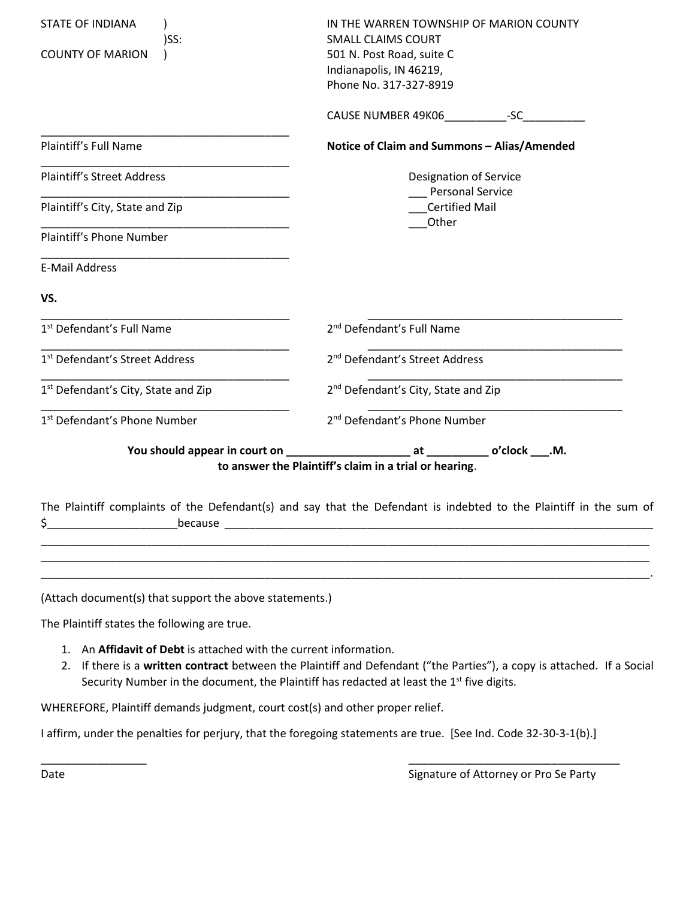STATE OF INDIANA )
)SS:
COUNTY OF MARION )

IN THE WARREN TOWNSHIP OF MARION COUNTY
SMALL CLAIMS COURT
501 N. Post Road, suite C
Indianapolis, IN 46219,
Phone No. 317-327-8919

CAUSE NUMBER 49K06__________-SC__________

__________________________________________
Plaintiff's Full Name

__________________________________________
Plaintiff's Street Address

__________________________________________
Plaintiff's City, State and Zip

__________________________________________
Plaintiff's Phone Number

__________________________________________
E-Mail Address

**Notice of Claim and Summons – Alias/Amended**

Designation of Service
___ Personal Service
___Certified Mail
___Other

**VS.**

__________________________________________
1st Defendant's Full Name

__________________________________________
1st Defendant's Street Address

__________________________________________
1st Defendant's City, State and Zip

__________________________________________
1st Defendant's Phone Number

__________________________________________
2nd Defendant's Full Name

__________________________________________
2nd Defendant's Street Address

__________________________________________
2nd Defendant's City, State and Zip

__________________________________________
2nd Defendant's Phone Number

**You should appear in court on ____________________ at __________ o'clock ___.M. to answer the Plaintiff's claim in a trial or hearing**.

The Plaintiff complaints of the Defendant(s) and say that the Defendant is indebted to the Plaintiff in the sum of $____________________because ____________________________________________________________________________
______________________________________________________________________________________________
______________________________________________________________________________________________
______________________________________________________________________________________________.

(Attach document(s) that support the above statements.)

The Plaintiff states the following are true.

1. An **Affidavit of Debt** is attached with the current information.
2. If there is a **written contract** between the Plaintiff and Defendant ("the Parties"), a copy is attached. If a Social Security Number in the document, the Plaintiff has redacted at least the 1st five digits.

WHEREFORE, Plaintiff demands judgment, court cost(s) and other proper relief.

I affirm, under the penalties for perjury, that the foregoing statements are true. [See Ind. Code 32-30-3-1(b).]

_________________
Date

___________________________________
Signature of Attorney or Pro Se Party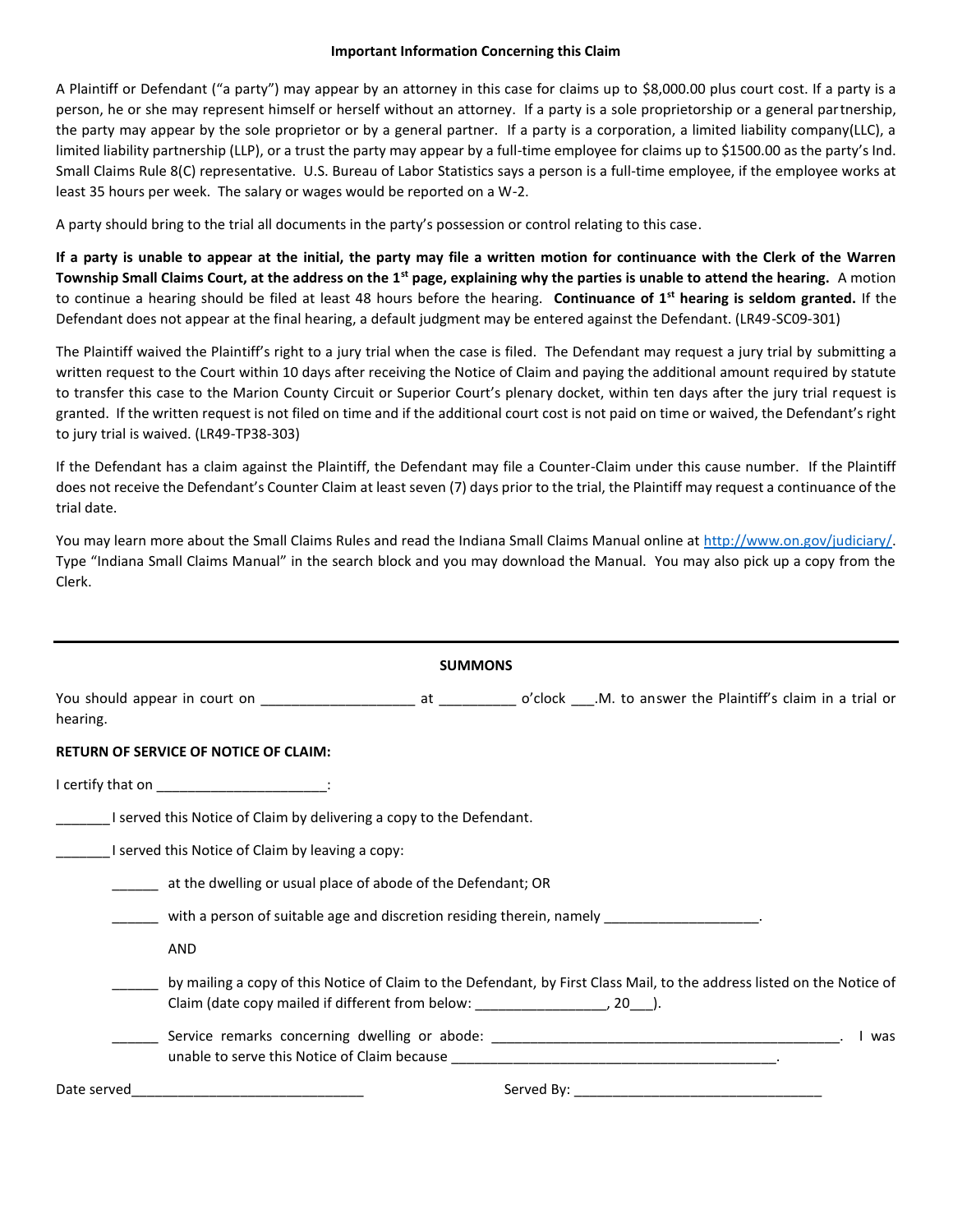**Important Information Concerning this Claim**

A Plaintiff or Defendant ("a party") may appear by an attorney in this case for claims up to $8,000.00 plus court cost. If a party is a person, he or she may represent himself or herself without an attorney. If a party is a sole proprietorship or a general partnership, the party may appear by the sole proprietor or by a general partner. If a party is a corporation, a limited liability company(LLC), a limited liability partnership (LLP), or a trust the party may appear by a full-time employee for claims up to $1500.00 as the party's Ind. Small Claims Rule 8(C) representative. U.S. Bureau of Labor Statistics says a person is a full-time employee, if the employee works at least 35 hours per week. The salary or wages would be reported on a W-2.

A party should bring to the trial all documents in the party's possession or control relating to this case.

**If a party is unable to appear at the initial, the party may file a written motion for continuance with the Clerk of the Warren Township Small Claims Court, at the address on the 1st page, explaining why the parties is unable to attend the hearing.** A motion to continue a hearing should be filed at least 48 hours before the hearing. **Continuance of 1st hearing is seldom granted.** If the Defendant does not appear at the final hearing, a default judgment may be entered against the Defendant. (LR49-SC09-301)

The Plaintiff waived the Plaintiff's right to a jury trial when the case is filed. The Defendant may request a jury trial by submitting a written request to the Court within 10 days after receiving the Notice of Claim and paying the additional amount required by statute to transfer this case to the Marion County Circuit or Superior Court's plenary docket, within ten days after the jury trial request is granted. If the written request is not filed on time and if the additional court cost is not paid on time or waived, the Defendant's right to jury trial is waived. (LR49-TP38-303)

If the Defendant has a claim against the Plaintiff, the Defendant may file a Counter-Claim under this cause number. If the Plaintiff does not receive the Defendant's Counter Claim at least seven (7) days prior to the trial, the Plaintiff may request a continuance of the trial date.

You may learn more about the Small Claims Rules and read the Indiana Small Claims Manual online at http://www.on.gov/judiciary/. Type "Indiana Small Claims Manual" in the search block and you may download the Manual. You may also pick up a copy from the Clerk.

---

**SUMMONS**

You should appear in court on ____________________ at __________ o'clock ___.M. to answer the Plaintiff's claim in a trial or hearing.

**RETURN OF SERVICE OF NOTICE OF CLAIM:**

I certify that on ______________________:

_______I served this Notice of Claim by delivering a copy to the Defendant.

_______I served this Notice of Claim by leaving a copy:

______ at the dwelling or usual place of abode of the Defendant; OR

______ with a person of suitable age and discretion residing therein, namely ____________________.

AND

______ by mailing a copy of this Notice of Claim to the Defendant, by First Class Mail, to the address listed on the Notice of Claim (date copy mailed if different from below: _________________, 20___).

______ Service remarks concerning dwelling or abode: _______________________________________________. I was unable to serve this Notice of Claim because ___________________________________________.

Date served______________________________ Served By: ________________________________